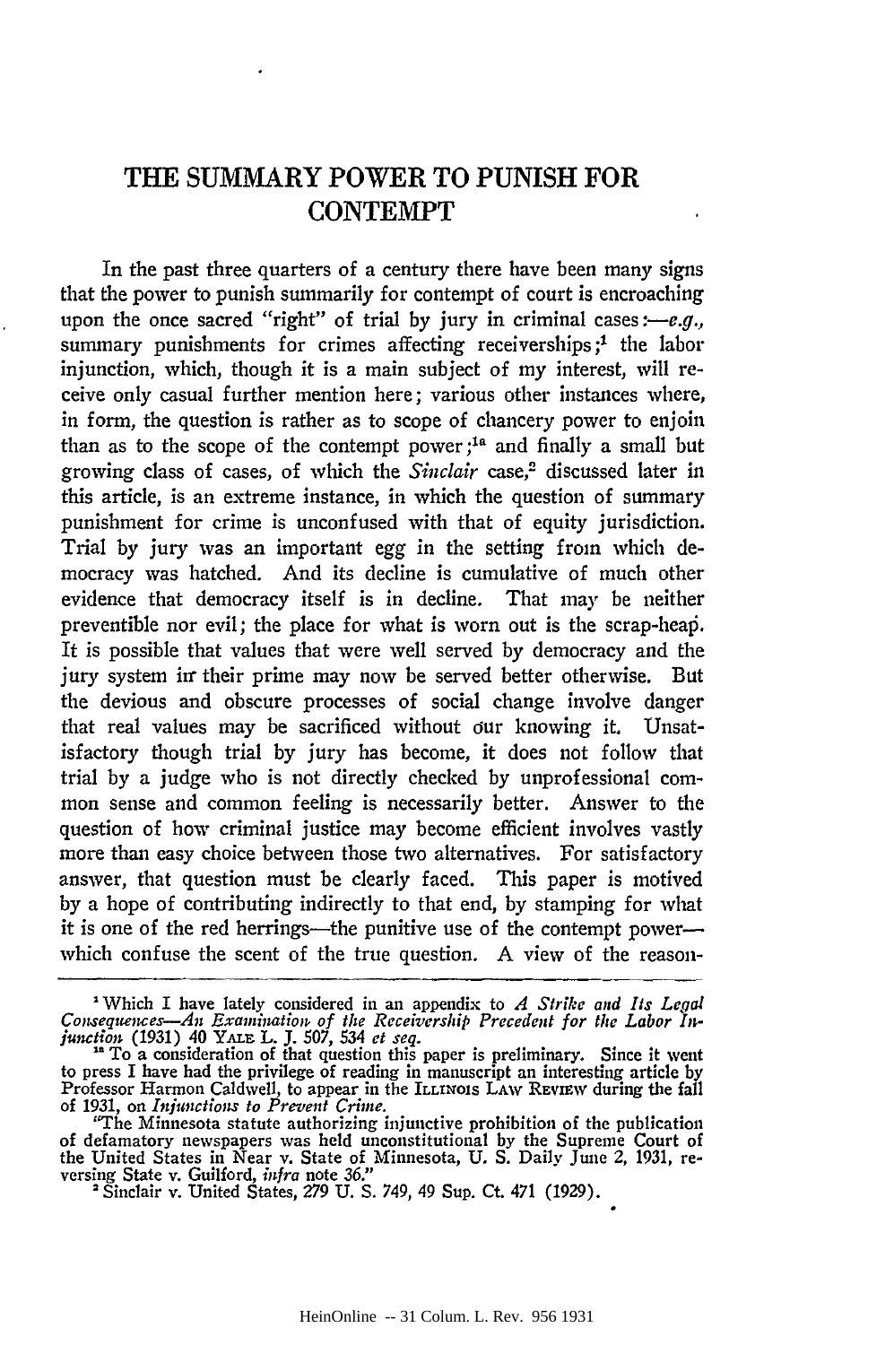# THE SUMMARY POWER TO PUNISH FOR CONTEMPT

In the past three quarters of a century there have been many signs that the power to punish summarily for contempt of court is encroaching upon the once sacred "right" of trial by jury in criminal cases:—*e.g.*, summary punishments for crimes affecting receiverships;[1] the labor injunction, which, though it is a main subject of my interest, will receive only casual further mention here; various other instances where, in form, the question is rather as to scope of chancery power to enjoin than as to the scope of the contempt power;[1a] and finally a small but growing class of cases, of which the *Sinclair* case,[2] discussed later in this article, is an extreme instance, in which the question of summary punishment for crime is unconfused with that of equity jurisdiction. Trial by jury was an important egg in the setting from which democracy was hatched. And its decline is cumulative of much other evidence that democracy itself is in decline. That may be neither preventible nor evil; the place for what is worn out is the scrap-heap. It is possible that values that were well served by democracy and the jury system in their prime may now be served better otherwise. But the devious and obscure processes of social change involve danger that real values may be sacrificed without our knowing it. Unsatisfactory though trial by jury has become, it does not follow that trial by a judge who is not directly checked by unprofessional common sense and common feeling is necessarily better. Answer to the question of how criminal justice may become efficient involves vastly more than easy choice between those two alternatives. For satisfactory answer, that question must be clearly faced. This paper is motived by a hope of contributing indirectly to that end, by stamping for what it is one of the red herrings—the punitive use of the contempt power—which confuse the scent of the true question. A view of the reason-

---

[1] Which I have lately considered in an appendix to *A Strike and Its Legal Consequences—An Examination of the Receivership Precedent for the Labor Injunction* (1931) 40 YALE L. J. 507, 534 *et seq.*

[1a] To a consideration of that question this paper is preliminary. Since it went to press I have had the privilege of reading in manuscript an interesting article by Professor Harmon Caldwell, to appear in the ILLINOIS LAW REVIEW during the fall of 1931, on *Injunctions to Prevent Crime.*

"The Minnesota statute authorizing injunctive prohibition of the publication of defamatory newspapers was held unconstitutional by the Supreme Court of the United States in Near v. State of Minnesota, U. S. Daily June 2, 1931, reversing State v. Guilford, *infra* note 36."

[2] Sinclair v. United States, 279 U. S. 749, 49 Sup. Ct. 471 (1929).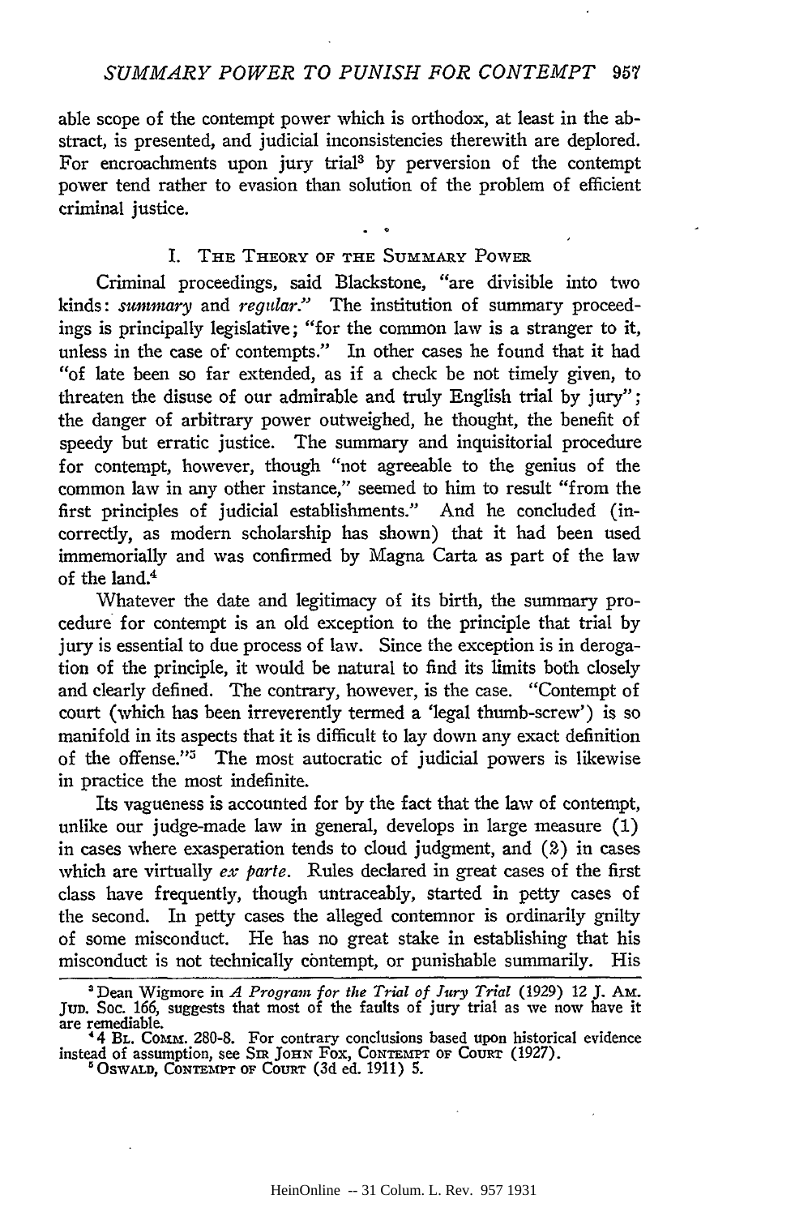able scope of the contempt power which is orthodox, at least in the abstract, is presented, and judicial inconsistencies therewith are deplored. For encroachments upon jury trial[3] by perversion of the contempt power tend rather to evasion than solution of the problem of efficient criminal justice.

## I. The Theory of the Summary Power

Criminal proceedings, said Blackstone, "are divisible into two kinds: *summary* and *regular*." The institution of summary proceedings is principally legislative; "for the common law is a stranger to it, unless in the case of contempts." In other cases he found that it had "of late been so far extended, as if a check be not timely given, to threaten the disuse of our admirable and truly English trial by jury"; the danger of arbitrary power outweighed, he thought, the benefit of speedy but erratic justice. The summary and inquisitorial procedure for contempt, however, though "not agreeable to the genius of the common law in any other instance," seemed to him to result "from the first principles of judicial establishments." And he concluded (incorrectly, as modern scholarship has shown) that it had been used immemorially and was confirmed by Magna Carta as part of the law of the land.[4]

Whatever the date and legitimacy of its birth, the summary procedure for contempt is an old exception to the principle that trial by jury is essential to due process of law. Since the exception is in derogation of the principle, it would be natural to find its limits both closely and clearly defined. The contrary, however, is the case. "Contempt of court (which has been irreverently termed a 'legal thumb-screw') is so manifold in its aspects that it is difficult to lay down any exact definition of the offense."[5] The most autocratic of judicial powers is likewise in practice the most indefinite.

Its vagueness is accounted for by the fact that the law of contempt, unlike our judge-made law in general, develops in large measure (1) in cases where exasperation tends to cloud judgment, and (2) in cases which are virtually *ex parte*. Rules declared in great cases of the first class have frequently, though untraceably, started in petty cases of the second. In petty cases the alleged contemnor is ordinarily guilty of some misconduct. He has no great stake in establishing that his misconduct is not technically contempt, or punishable summarily. His

---

[3] Dean Wigmore in *A Program for the Trial of Jury Trial* (1929) 12 J. Am. Jud. Soc. 166, suggests that most of the faults of jury trial as we now have it are remediable.

[4] 4 Bl. Comm. 280-8. For contrary conclusions based upon historical evidence instead of assumption, see Sir John Fox, Contempt of Court (1927).

[5] Oswald, Contempt of Court (3d ed. 1911) 5.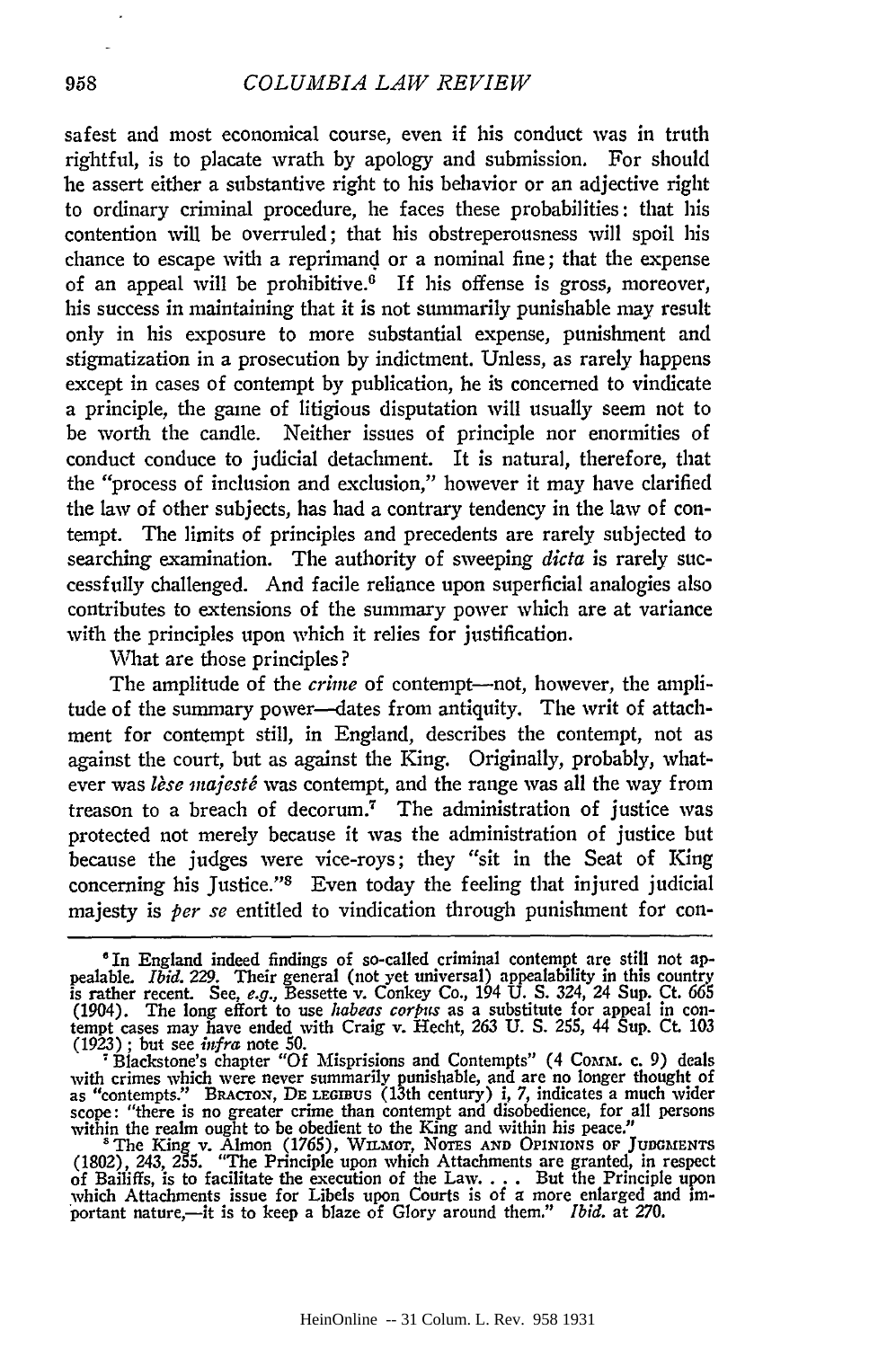safest and most economical course, even if his conduct was in truth rightful, is to placate wrath by apology and submission. For should he assert either a substantive right to his behavior or an adjective right to ordinary criminal procedure, he faces these probabilities: that his contention will be overruled; that his obstreperousness will spoil his chance to escape with a reprimand or a nominal fine; that the expense of an appeal will be prohibitive.[6] If his offense is gross, moreover, his success in maintaining that it is not summarily punishable may result only in his exposure to more substantial expense, punishment and stigmatization in a prosecution by indictment. Unless, as rarely happens except in cases of contempt by publication, he is concerned to vindicate a principle, the game of litigious disputation will usually seem not to be worth the candle. Neither issues of principle nor enormities of conduct conduce to judicial detachment. It is natural, therefore, that the "process of inclusion and exclusion," however it may have clarified the law of other subjects, has had a contrary tendency in the law of contempt. The limits of principles and precedents are rarely subjected to searching examination. The authority of sweeping *dicta* is rarely successfully challenged. And facile reliance upon superficial analogies also contributes to extensions of the summary power which are at variance with the principles upon which it relies for justification.

What are those principles?

The amplitude of the *crime* of contempt—not, however, the amplitude of the summary power—dates from antiquity. The writ of attachment for contempt still, in England, describes the contempt, not as against the court, but as against the King. Originally, probably, whatever was *lèse majesté* was contempt, and the range was all the way from treason to a breach of decorum.[7] The administration of justice was protected not merely because it was the administration of justice but because the judges were vice-roys; they "sit in the Seat of King concerning his Justice."[8] Even today the feeling that injured judicial majesty is *per se* entitled to vindication through punishment for con-

---

[6] In England indeed findings of so-called criminal contempt are still not appealable. *Ibid.* 229. Their general (not yet universal) appealability in this country is rather recent. See, *e.g.*, Bessette v. Conkey Co., 194 U. S. 324, 24 Sup. Ct. 665 (1904). The long effort to use *habeas corpus* as a substitute for appeal in contempt cases may have ended with Craig v. Hecht, 263 U. S. 255, 44 Sup. Ct. 103 (1923); but see *infra* note 50.

[7] Blackstone's chapter "Of Misprisions and Contempts" (4 COMM. c. 9) deals with crimes which were never summarily punishable, and are no longer thought of as "contempts." BRACTON, DE LEGIBUS (13th century) i, 7, indicates a much wider scope: "there is no greater crime than contempt and disobedience, for all persons within the realm ought to be obedient to the King and within his peace."

[8] The King v. Almon (1765), WILMOT, NOTES AND OPINIONS OF JUDGMENTS (1802), 243, 255. "The Principle upon which Attachments are granted, in respect of Bailiffs, is to facilitate the execution of the Law. . . . But the Principle upon which Attachments issue for Libels upon Courts is of a more enlarged and important nature,—it is to keep a blaze of Glory around them." *Ibid.* at 270.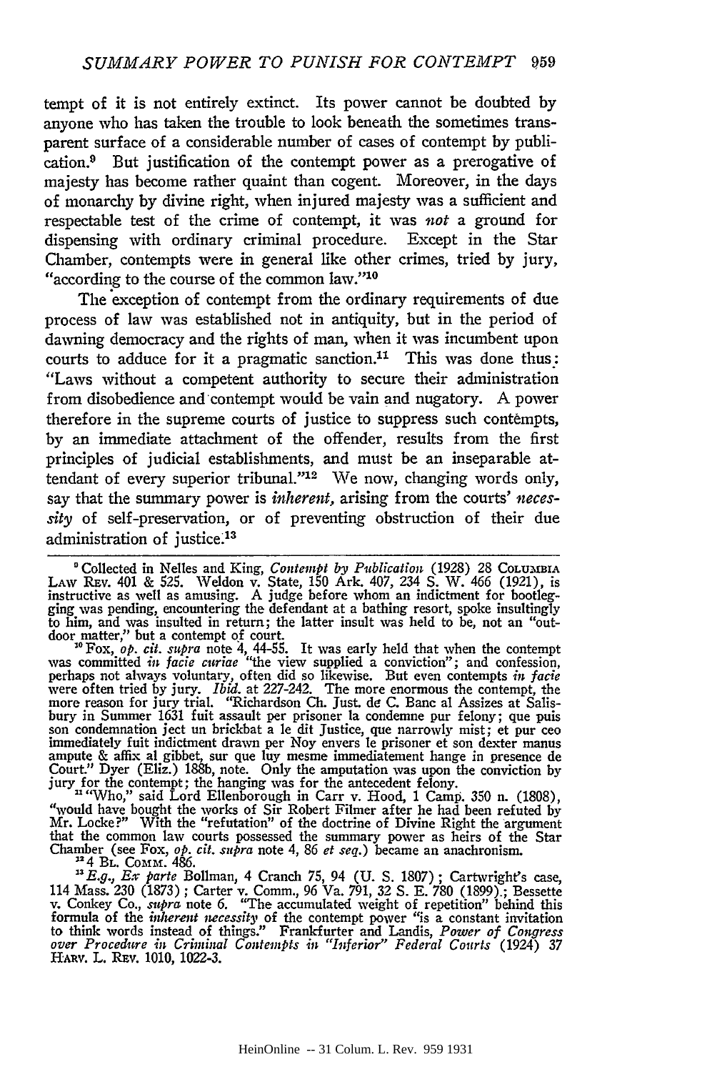tempt of it is not entirely extinct. Its power cannot be doubted by anyone who has taken the trouble to look beneath the sometimes transparent surface of a considerable number of cases of contempt by publication.[9] But justification of the contempt power as a prerogative of majesty has become rather quaint than cogent. Moreover, in the days of monarchy by divine right, when injured majesty was a sufficient and respectable test of the crime of contempt, it was *not* a ground for dispensing with ordinary criminal procedure. Except in the Star Chamber, contempts were in general like other crimes, tried by jury, "according to the course of the common law."[10]

The exception of contempt from the ordinary requirements of due process of law was established not in antiquity, but in the period of dawning democracy and the rights of man, when it was incumbent upon courts to adduce for it a pragmatic sanction.[11] This was done thus: "Laws without a competent authority to secure their administration from disobedience and contempt would be vain and nugatory. A power therefore in the supreme courts of justice to suppress such contempts, by an immediate attachment of the offender, results from the first principles of judicial establishments, and must be an inseparable attendant of every superior tribunal."[12] We now, changing words only, say that the summary power is *inherent*, arising from the courts' *necessity* of self-preservation, or of preventing obstruction of their due administration of justice.[13]

---

[9] Collected in Nelles and King, *Contempt by Publication* (1928) 28 Columbia Law Rev. 401 & 525. Weldon v. State, 150 Ark. 407, 234 S. W. 466 (1921), is instructive as well as amusing. A judge before whom an indictment for bootlegging was pending, encountering the defendant at a bathing resort, spoke insultingly to him, and was insulted in return; the latter insult was held to be, not an "outdoor matter," but a contempt of court.

[10] Fox, *op. cit. supra* note 4, 44-55. It was early held that when the contempt was committed *in facie curiae* "the view supplied a conviction"; and confession, perhaps not always voluntary, often did so likewise. But even contempts *in facie* were often tried by jury. *Ibid.* at 227-242. The more enormous the contempt, the more reason for jury trial. "Richardson Ch. Just. de C. Banc al Assizes at Salisbury in Summer 1631 fuit assault per prisoner la condemne pur felony; que puis son condemnation ject un brickbat a le dit Justice, que narrowly mist; et pur ceo immediately fuit indictment drawn per Noy envers le prisoner et son dexter manus ampute & affix al gibbet, sur que luy mesme immediatement hange in presence de Court." Dyer (Eliz.) 188b, note. Only the amputation was upon the conviction by jury for the contempt; the hanging was for the antecedent felony.

[11] "Who," said Lord Ellenborough in Carr v. Hood, 1 Camp. 350 n. (1808), "would have bought the works of Sir Robert Filmer after he had been refuted by Mr. Locke?" With the "refutation" of the doctrine of Divine Right the argument that the common law courts possessed the summary power as heirs of the Star Chamber (see Fox, *op. cit. supra* note 4, 86 *et seq.*) became an anachronism.

[12] 4 Bl. Comm. 486.

[13] *E.g.*, *Ex parte* Bollman, 4 Cranch 75, 94 (U. S. 1807); Cartwright's case, 114 Mass. 230 (1873); Carter v. Comm., 96 Va. 791, 32 S. E. 780 (1899); Bessette v. Conkey Co., *supra* note 6. "The accumulated weight of repetition" behind this formula of the *inherent necessity* of the contempt power "is a constant invitation to think words instead of things." Frankfurter and Landis, *Power of Congress over Procedure in Criminal Contempts in "Inferior" Federal Courts* (1924) 37 Harv. L. Rev. 1010, 1022-3.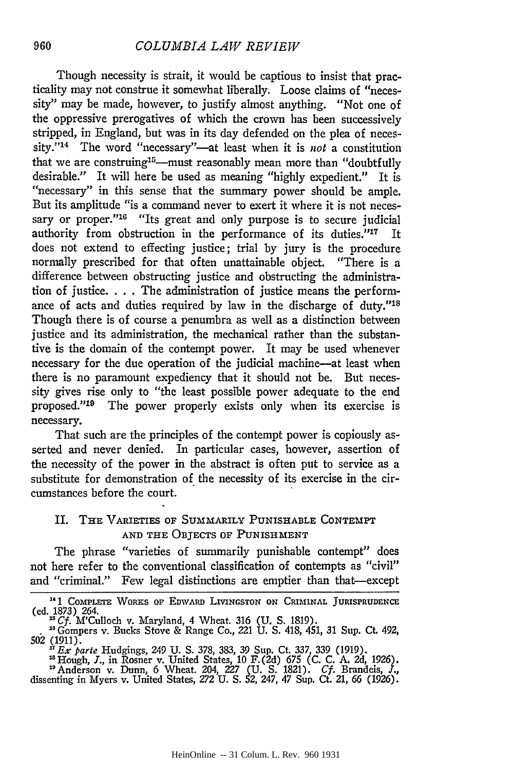Though necessity is strait, it would be captious to insist that practicality may not construe it somewhat liberally. Loose claims of "necessity" may be made, however, to justify almost anything. "Not one of the oppressive prerogatives of which the crown has been successively stripped, in England, but was in its day defended on the plea of necessity."[14] The word "necessary"—at least when it is *not* a constitution that we are construing[15]—must reasonably mean more than "doubtfully desirable." It will here be used as meaning "highly expedient." It is "necessary" in this sense that the summary power should be ample. But its amplitude "is a command never to exert it where it is not necessary or proper."[16] "Its great and only purpose is to secure judicial authority from obstruction in the performance of its duties."[17] It does not extend to effecting justice; trial by jury is the procedure normally prescribed for that often unattainable object. "There is a difference between obstructing justice and obstructing the administration of justice. . . . The administration of justice means the performance of acts and duties required by law in the discharge of duty."[18] Though there is of course a penumbra as well as a distinction between justice and its administration, the mechanical rather than the substantive is the domain of the contempt power. It may be used whenever necessary for the due operation of the judicial machine—at least when there is no paramount expediency that it should not be. But necessity gives rise only to "the least possible power adequate to the end proposed."[19] The power properly exists only when its exercise is necessary.

That such are the principles of the contempt power is copiously asserted and never denied. In particular cases, however, assertion of the necessity of the power in the abstract is often put to service as a substitute for demonstration of the necessity of its exercise in the circumstances before the court.

## II. The Varieties of Summarily Punishable Contempt and the Objects of Punishment

The phrase "varieties of summarily punishable contempt" does not here refer to the conventional classification of contempts as "civil" and "criminal." Few legal distinctions are emptier than that—except

---

[14] 1 Complete Works of Edward Livingston on Criminal Jurisprudence (ed. 1873) 264.

[15] *Cf.* M'Culloch v. Maryland, 4 Wheat. 316 (U. S. 1819).

[16] Gompers v. Bucks Stove & Range Co., 221 U. S. 418, 451, 31 Sup. Ct. 492, 502 (1911).

[17] *Ex parte* Hudgings, 249 U. S. 378, 383, 39 Sup. Ct. 337, 339 (1919).

[18] Hough, *J.*, in Rosner v. United States, 10 F.(2d) 675 (C. C. A. 2d, 1926).

[19] Anderson v. Dunn, 6 Wheat. 204, 227 (U. S. 1821). *Cf.* Brandeis, *J.*, dissenting in Myers v. United States, 272 U. S. 52, 247, 47 Sup. Ct. 21, 66 (1926).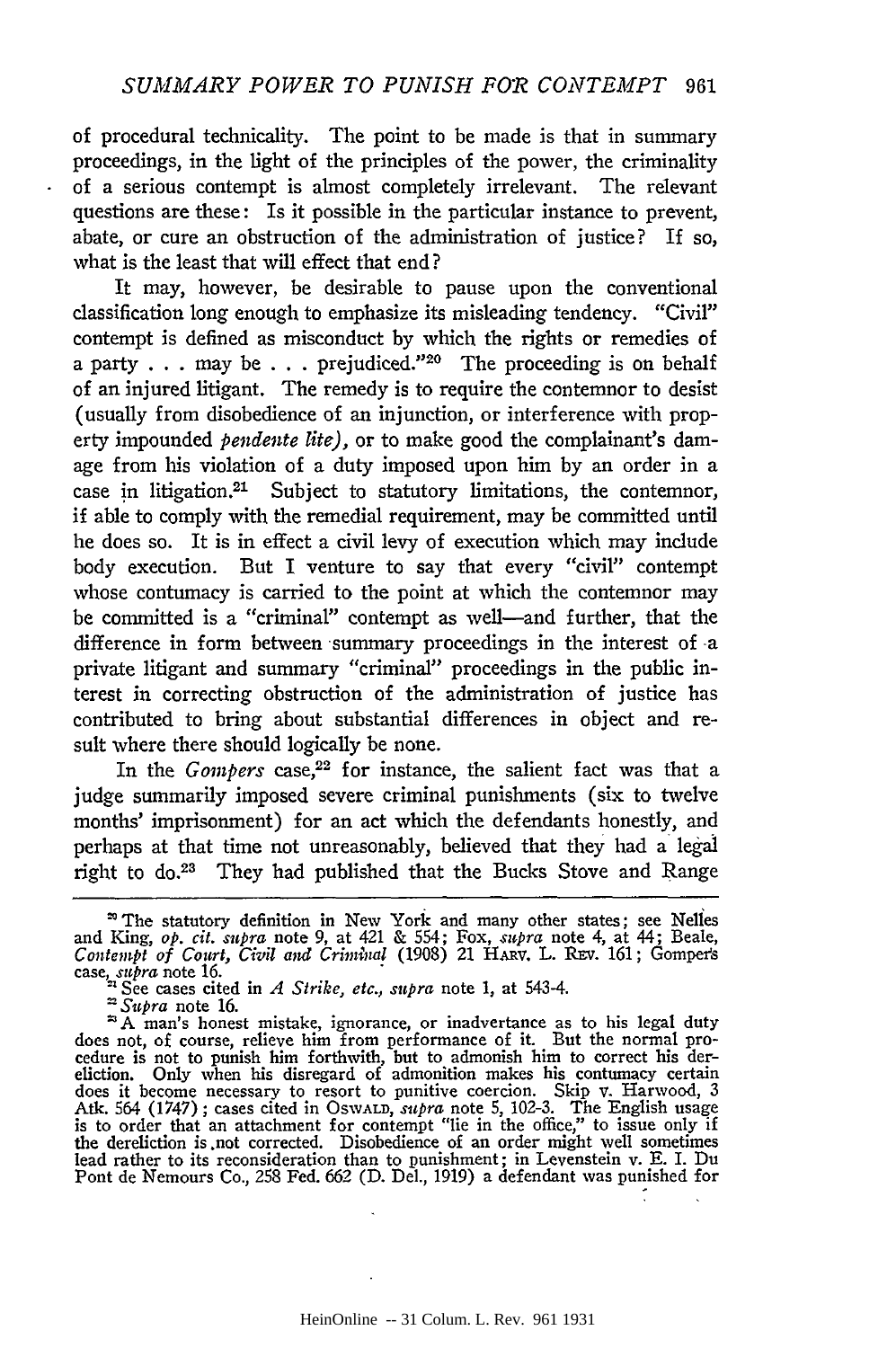of procedural technicality. The point to be made is that in summary proceedings, in the light of the principles of the power, the criminality of a serious contempt is almost completely irrelevant. The relevant questions are these: Is it possible in the particular instance to prevent, abate, or cure an obstruction of the administration of justice? If so, what is the least that will effect that end?

It may, however, be desirable to pause upon the conventional classification long enough to emphasize its misleading tendency. "Civil" contempt is defined as misconduct by which the rights or remedies of a party . . . may be . . . prejudiced."[20] The proceeding is on behalf of an injured litigant. The remedy is to require the contemnor to desist (usually from disobedience of an injunction, or interference with property impounded *pendente lite)*, or to make good the complainant's damage from his violation of a duty imposed upon him by an order in a case in litigation.[21] Subject to statutory limitations, the contemnor, if able to comply with the remedial requirement, may be committed until he does so. It is in effect a civil levy of execution which may include body execution. But I venture to say that every "civil" contempt whose contumacy is carried to the point at which the contemnor may be committed is a "criminal" contempt as well—and further, that the difference in form between summary proceedings in the interest of a private litigant and summary "criminal" proceedings in the public interest in correcting obstruction of the administration of justice has contributed to bring about substantial differences in object and result where there should logically be none.

In the *Gompers* case,[22] for instance, the salient fact was that a judge summarily imposed severe criminal punishments (six to twelve months' imprisonment) for an act which the defendants honestly, and perhaps at that time not unreasonably, believed that they had a legal right to do.[23] They had published that the Bucks Stove and Range

---

[20] The statutory definition in New York and many other states; see Nelles and King, *op. cit. supra* note 9, at 421 & 554; Fox, *supra* note 4, at 44; Beale, *Contempt of Court, Civil and Criminal* (1908) 21 Harv. L. Rev. 161; Gompers case, *supra* note 16.

[21] See cases cited in *A Strike, etc., supra* note 1, at 543-4.

[22] *Supra* note 16.

[23] A man's honest mistake, ignorance, or inadvertance as to his legal duty does not, of course, relieve him from performance of it. But the normal procedure is not to punish him forthwith, but to admonish him to correct his dereliction. Only when his disregard of admonition makes his contumacy certain does it become necessary to resort to punitive coercion. Skip v. Harwood, 3 Atk. 564 (1747); cases cited in Oswald, *supra* note 5, 102-3. The English usage is to order that an attachment for contempt "lie in the office," to issue only if the dereliction is not corrected. Disobedience of an order might well sometimes lead rather to its reconsideration than to punishment; in Levenstein v. E. I. Du Pont de Nemours Co., 258 Fed. 662 (D. Del., 1919) a defendant was punished for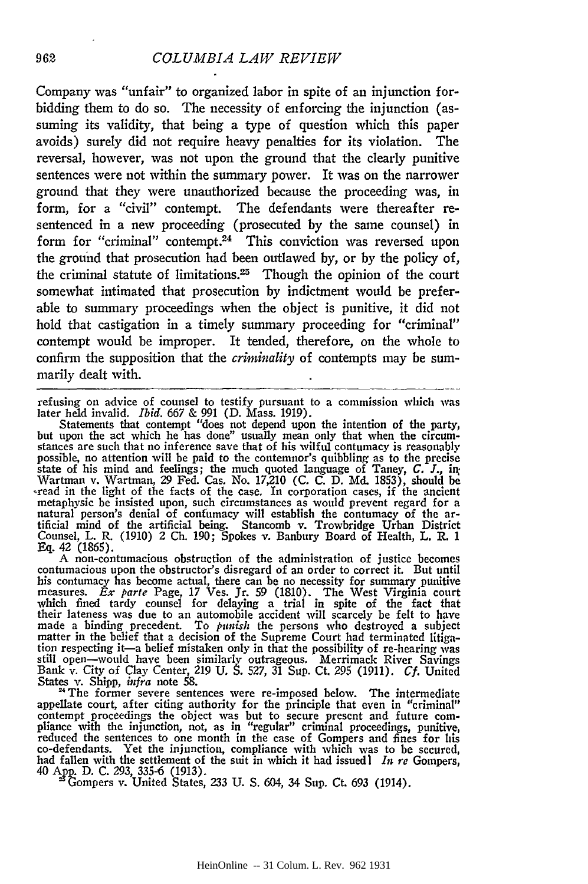Company was "unfair" to organized labor in spite of an injunction forbidding them to do so. The necessity of enforcing the injunction (assuming its validity, that being a type of question which this paper avoids) surely did not require heavy penalties for its violation. The reversal, however, was not upon the ground that the clearly punitive sentences were not within the summary power. It was on the narrower ground that they were unauthorized because the proceeding was, in form, for a "civil" contempt. The defendants were thereafter re-sentenced in a new proceeding (prosecuted by the same counsel) in form for "criminal" contempt.[24] This conviction was reversed upon the ground that prosecution had been outlawed by, or by the policy of, the criminal statute of limitations.[25] Though the opinion of the court somewhat intimated that prosecution by indictment would be preferable to summary proceedings when the object is punitive, it did not hold that castigation in a timely summary proceeding for "criminal" contempt would be improper. It tended, therefore, on the whole to confirm the supposition that the *criminality* of contempts may be summarily dealt with.

---

refusing on advice of counsel to testify pursuant to a commission which was later held invalid. *Ibid.* 667 & 991 (D. Mass. 1919).

Statements that contempt "does not depend upon the intention of the party, but upon the act which he has done" usually mean only that when the circumstances are such that no inference save that of his wilful contumacy is reasonably possible, no attention will be paid to the contemnor's quibbling as to the precise state of his mind and feelings; the much quoted language of Taney, *C. J.*, in Wartman v. Wartman, 29 Fed. Cas. No. 17,210 (C. C. D. Md. 1853), should be read in the light of the facts of the case. In corporation cases, if the ancient metaphysic be insisted upon, such circumstances as would prevent regard for a natural person's denial of contumacy will establish the contumacy of the artificial mind of the artificial being. Stancomb v. Trowbridge Urban District Counsel, L. R. (1910) 2 Ch. 190; Spokes v. Banbury Board of Health, L. R. 1 Eq. 42 (1865).

A non-contumacious obstruction of the administration of justice becomes contumacious upon the obstructor's disregard of an order to correct it. But until his contumacy has become actual, there can be no necessity for summary punitive measures. *Ex parte* Page, 17 Ves. Jr. 59 (1810). The West Virginia court which fined tardy counsel for delaying a trial in spite of the fact that their lateness was due to an automobile accident will scarcely be felt to have made a binding precedent. To *punish* the persons who destroyed a subject matter in the belief that a decision of the Supreme Court had terminated litigation respecting it—a belief mistaken only in that the possibility of re-hearing was still open—would have been similarly outrageous. Merrimack River Savings Bank v. City of Clay Center, 219 U. S. 527, 31 Sup. Ct. 295 (1911). *Cf.* United States v. Shipp, *infra* note 58.

[24] The former severe sentences were re-imposed below. The intermediate appellate court, after citing authority for the principle that even in "criminal" contempt proceedings the object was but to secure present and future compliance with the injunction, not, as in "regular" criminal proceedings, punitive, reduced the sentences to one month in the case of Gompers and fines for his co-defendants. Yet the injunction, compliance with which was to be secured, had fallen with the settlement of the suit in which it had issued! *In re* Gompers, 40 App. D. C. 293, 335-6 (1913).

[25] Gompers v. United States, 233 U. S. 604, 34 Sup. Ct. 693 (1914).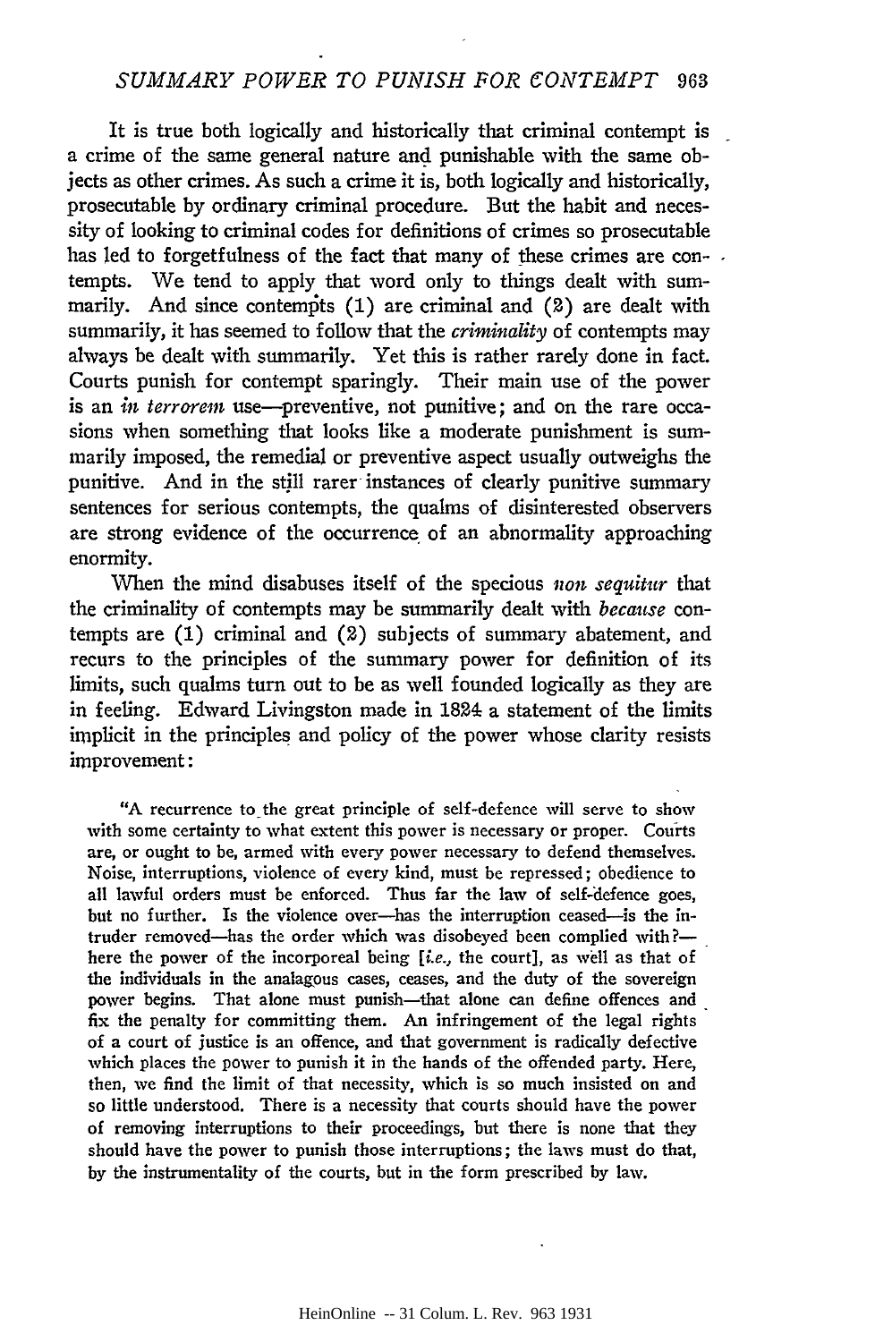It is true both logically and historically that criminal contempt is a crime of the same general nature and punishable with the same objects as other crimes. As such a crime it is, both logically and historically, prosecutable by ordinary criminal procedure. But the habit and necessity of looking to criminal codes for definitions of crimes so prosecutable has led to forgetfulness of the fact that many of these crimes are contempts. We tend to apply that word only to things dealt with summarily. And since contempts (1) are criminal and (2) are dealt with summarily, it has seemed to follow that the *criminality* of contempts may always be dealt with summarily. Yet this is rather rarely done in fact. Courts punish for contempt sparingly. Their main use of the power is an *in terrorem* use—preventive, not punitive; and on the rare occasions when something that looks like a moderate punishment is summarily imposed, the remedial or preventive aspect usually outweighs the punitive. And in the still rarer instances of clearly punitive summary sentences for serious contempts, the qualms of disinterested observers are strong evidence of the occurrence of an abnormality approaching enormity.

When the mind disabuses itself of the specious *non sequitur* that the criminality of contempts may be summarily dealt with *because* contempts are (1) criminal and (2) subjects of summary abatement, and recurs to the principles of the summary power for definition of its limits, such qualms turn out to be as well founded logically as they are in feeling. Edward Livingston made in 1824 a statement of the limits implicit in the principles and policy of the power whose clarity resists improvement:

> "A recurrence to the great principle of self-defence will serve to show with some certainty to what extent this power is necessary or proper. Courts are, or ought to be, armed with every power necessary to defend themselves. Noise, interruptions, violence of every kind, must be repressed; obedience to all lawful orders must be enforced. Thus far the law of self-defence goes, but no further. Is the violence over—has the interruption ceased—is the intruder removed—has the order which was disobeyed been complied with?—here the power of the incorporeal being [*i.e.,* the court], as well as that of the individuals in the analagous cases, ceases, and the duty of the sovereign power begins. That alone must punish—that alone can define offences and fix the penalty for committing them. An infringement of the legal rights of a court of justice is an offence, and that government is radically defective which places the power to punish it in the hands of the offended party. Here, then, we find the limit of that necessity, which is so much insisted on and so little understood. There is a necessity that courts should have the power of removing interruptions to their proceedings, but there is none that they should have the power to punish those interruptions; the laws must do that, by the instrumentality of the courts, but in the form prescribed by law.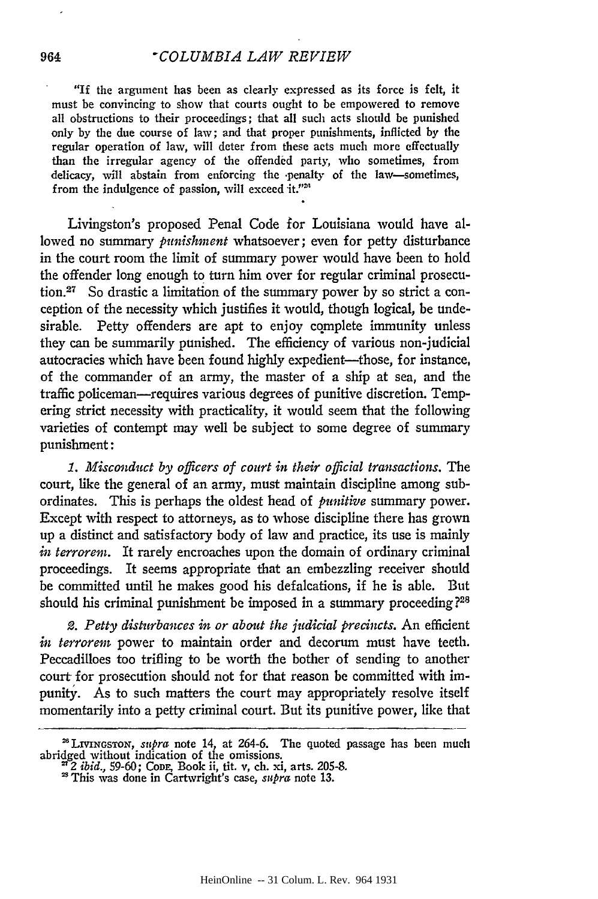"If the argument has been as clearly expressed as its force is felt, it must be convincing to show that courts ought to be empowered to remove all obstructions to their proceedings; that all such acts should be punished only by the due course of law; and that proper punishments, inflicted by the regular operation of law, will deter from these acts much more effectually than the irregular agency of the offended party, who sometimes, from delicacy, will abstain from enforcing the penalty of the law—sometimes, from the indulgence of passion, will exceed it."[26]

Livingston's proposed Penal Code for Louisiana would have allowed no summary *punishment* whatsoever; even for petty disturbance in the court room the limit of summary power would have been to hold the offender long enough to turn him over for regular criminal prosecution.[27] So drastic a limitation of the summary power by so strict a conception of the necessity which justifies it would, though logical, be undesirable. Petty offenders are apt to enjoy complete immunity unless they can be summarily punished. The efficiency of various non-judicial autocracies which have been found highly expedient—those, for instance, of the commander of an army, the master of a ship at sea, and the traffic policeman—requires various degrees of punitive discretion. Tempering strict necessity with practicality, it would seem that the following varieties of contempt may well be subject to some degree of summary punishment:

*1. Misconduct by officers of court in their official transactions.* The court, like the general of an army, must maintain discipline among subordinates. This is perhaps the oldest head of *punitive* summary power. Except with respect to attorneys, as to whose discipline there has grown up a distinct and satisfactory body of law and practice, its use is mainly *in terrorem*. It rarely encroaches upon the domain of ordinary criminal proceedings. It seems appropriate that an embezzling receiver should be committed until he makes good his defalcations, if he is able. But should his criminal punishment be imposed in a summary proceeding?[28]

*2. Petty disturbances in or about the judicial precincts.* An efficient *in terrorem* power to maintain order and decorum must have teeth. Peccadilloes too trifling to be worth the bother of sending to another court for prosecution should not for that reason be committed with impunity. As to such matters the court may appropriately resolve itself momentarily into a petty criminal court. But its punitive power, like that

---

[26] LIVINGSTON, *supra* note 14, at 264-6. The quoted passage has been much abridged without indication of the omissions.

[27] 2 *ibid.*, 59-60; CODE, Book ii, tit. v, ch. xi, arts. 205-8.

[28] This was done in Cartwright's case, *supra* note 13.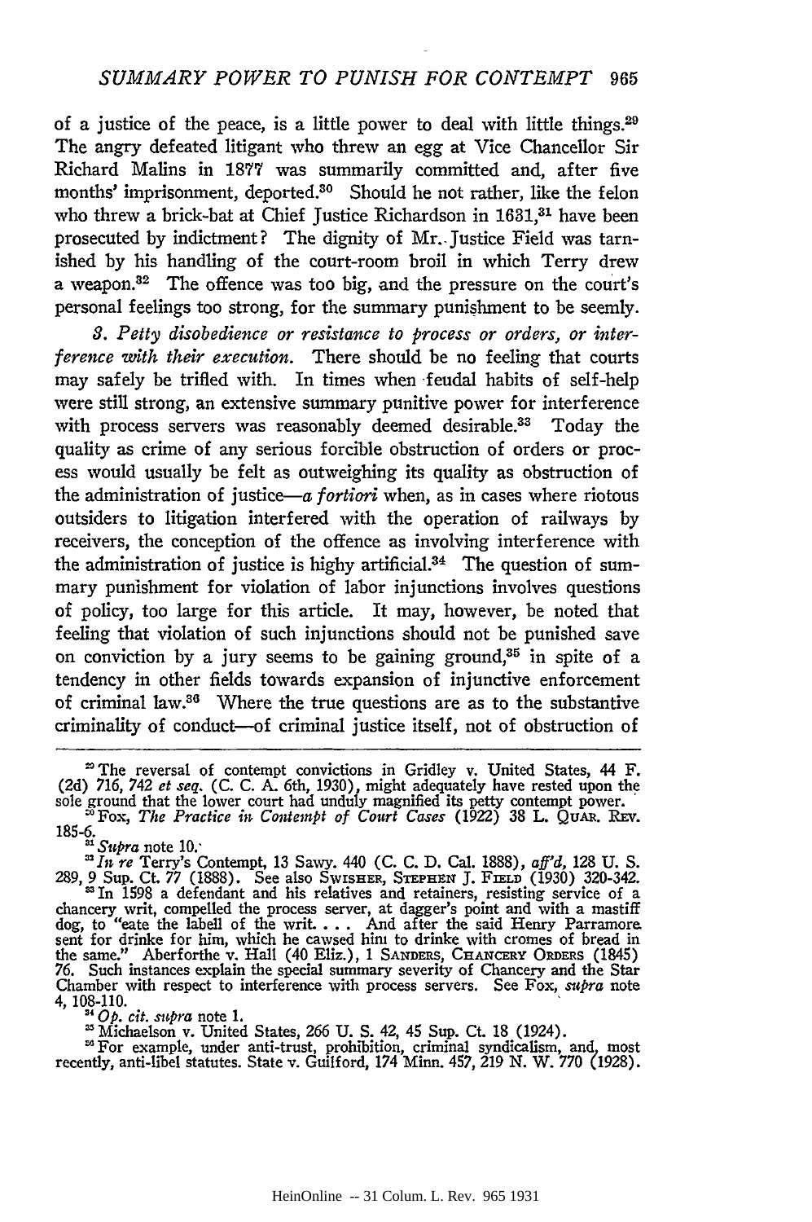of a justice of the peace, is a little power to deal with little things.[29] The angry defeated litigant who threw an egg at Vice Chancellor Sir Richard Malins in 1877 was summarily committed and, after five months' imprisonment, deported.[30] Should he not rather, like the felon who threw a brick-bat at Chief Justice Richardson in 1631,[31] have been prosecuted by indictment? The dignity of Mr. Justice Field was tarnished by his handling of the court-room broil in which Terry drew a weapon.[32] The offence was too big, and the pressure on the court's personal feelings too strong, for the summary punishment to be seemly.

*3. Petty disobedience or resistance to process or orders, or interference with their execution.* There should be no feeling that courts may safely be trifled with. In times when feudal habits of self-help were still strong, an extensive summary punitive power for interference with process servers was reasonably deemed desirable.[33] Today the quality as crime of any serious forcible obstruction of orders or process would usually be felt as outweighing its quality as obstruction of the administration of justice—*a fortiori* when, as in cases where riotous outsiders to litigation interfered with the operation of railways by receivers, the conception of the offence as involving interference with the administration of justice is highy artificial.[34] The question of summary punishment for violation of labor injunctions involves questions of policy, too large for this article. It may, however, be noted that feeling that violation of such injunctions should not be punished save on conviction by a jury seems to be gaining ground,[35] in spite of a tendency in other fields towards expansion of injunctive enforcement of criminal law.[36] Where the true questions are as to the substantive criminality of conduct—of criminal justice itself, not of obstruction of

---

[29] The reversal of contempt convictions in Gridley v. United States, 44 F. (2d) 716, 742 *et seq.* (C. C. A. 6th, 1930), might adequately have rested upon the sole ground that the lower court had unduly magnified its petty contempt power.

[30] Fox, *The Practice in Contempt of Court Cases* (1922) 38 L. QUAR. REV. 185-6.

[31] *Supra* note 10.

[32] *In re* Terry's Contempt, 13 Sawy. 440 (C. C. D. Cal. 1888), *aff'd*, 128 U. S. 289, 9 Sup. Ct. 77 (1888). See also SWISHER, STEPHEN J. FIELD (1930) 320-342.

[33] In 1598 a defendant and his relatives and retainers, resisting service of a chancery writ, compelled the process server, at dagger's point and with a mastiff dog, to "eate the labell of the writ. . . . And after the said Henry Parramore sent for drinke for him, which he cawsed him to drinke with cromes of bread in the same." Aberforthe v. Hall (40 Eliz.), 1 SANDERS, CHANCERY ORDERS (1845) 76. Such instances explain the special summary severity of Chancery and the Star Chamber with respect to interference with process servers. See Fox, *supra* note 4, 108-110.

[34] *Op. cit. supra* note 1.

[35] Michaelson v. United States, 266 U. S. 42, 45 Sup. Ct. 18 (1924).

[36] For example, under anti-trust, prohibition, criminal syndicalism, and, most recently, anti-libel statutes. State v. Guilford, 174 Minn. 457, 219 N. W. 770 (1928).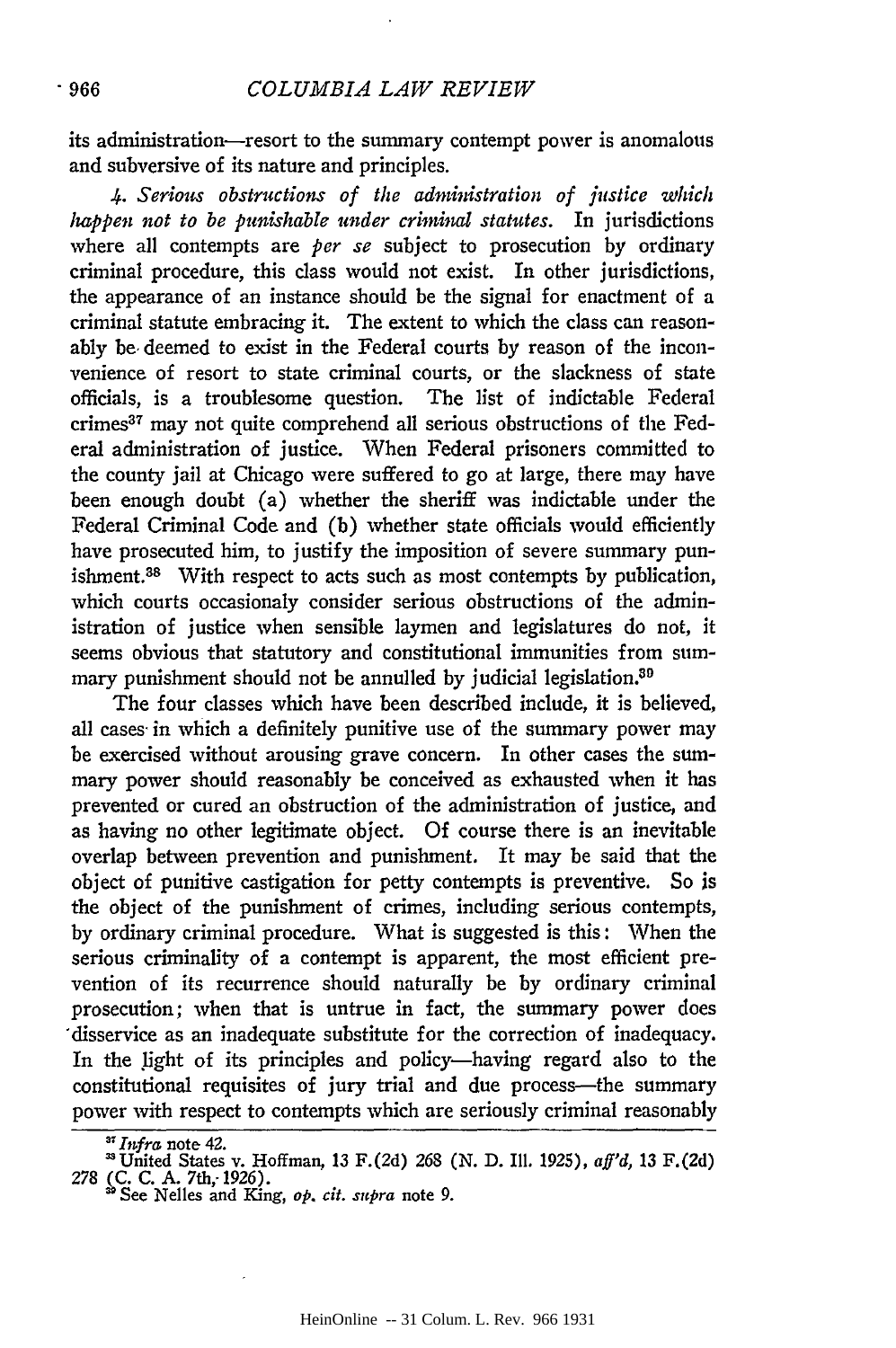its administration—resort to the summary contempt power is anomalous and subversive of its nature and principles.

*4. Serious obstructions of the administration of justice which happen not to be punishable under criminal statutes.* In jurisdictions where all contempts are *per se* subject to prosecution by ordinary criminal procedure, this class would not exist. In other jurisdictions, the appearance of an instance should be the signal for enactment of a criminal statute embracing it. The extent to which the class can reasonably be deemed to exist in the Federal courts by reason of the inconvenience of resort to state criminal courts, or the slackness of state officials, is a troublesome question. The list of indictable Federal crimes[37] may not quite comprehend all serious obstructions of the Federal administration of justice. When Federal prisoners committed to the county jail at Chicago were suffered to go at large, there may have been enough doubt (a) whether the sheriff was indictable under the Federal Criminal Code and (b) whether state officials would efficiently have prosecuted him, to justify the imposition of severe summary punishment.[38] With respect to acts such as most contempts by publication, which courts occasionaly consider serious obstructions of the administration of justice when sensible laymen and legislatures do not, it seems obvious that statutory and constitutional immunities from summary punishment should not be annulled by judicial legislation.[39]

The four classes which have been described include, it is believed, all cases in which a definitely punitive use of the summary power may be exercised without arousing grave concern. In other cases the summary power should reasonably be conceived as exhausted when it has prevented or cured an obstruction of the administration of justice, and as having no other legitimate object. Of course there is an inevitable overlap between prevention and punishment. It may be said that the object of punitive castigation for petty contempts is preventive. So is the object of the punishment of crimes, including serious contempts, by ordinary criminal procedure. What is suggested is this: When the serious criminality of a contempt is apparent, the most efficient prevention of its recurrence should naturally be by ordinary criminal prosecution; when that is untrue in fact, the summary power does disservice as an inadequate substitute for the correction of inadequacy. In the light of its principles and policy—having regard also to the constitutional requisites of jury trial and due process—the summary power with respect to contempts which are seriously criminal reasonably

---

[37] *Infra* note 42.

[38] United States v. Hoffman, 13 F.(2d) 268 (N. D. Ill. 1925), *aff'd*, 13 F.(2d) 278 (C. C. A. 7th, 1926).

[39] See Nelles and King, *op. cit. supra* note 9.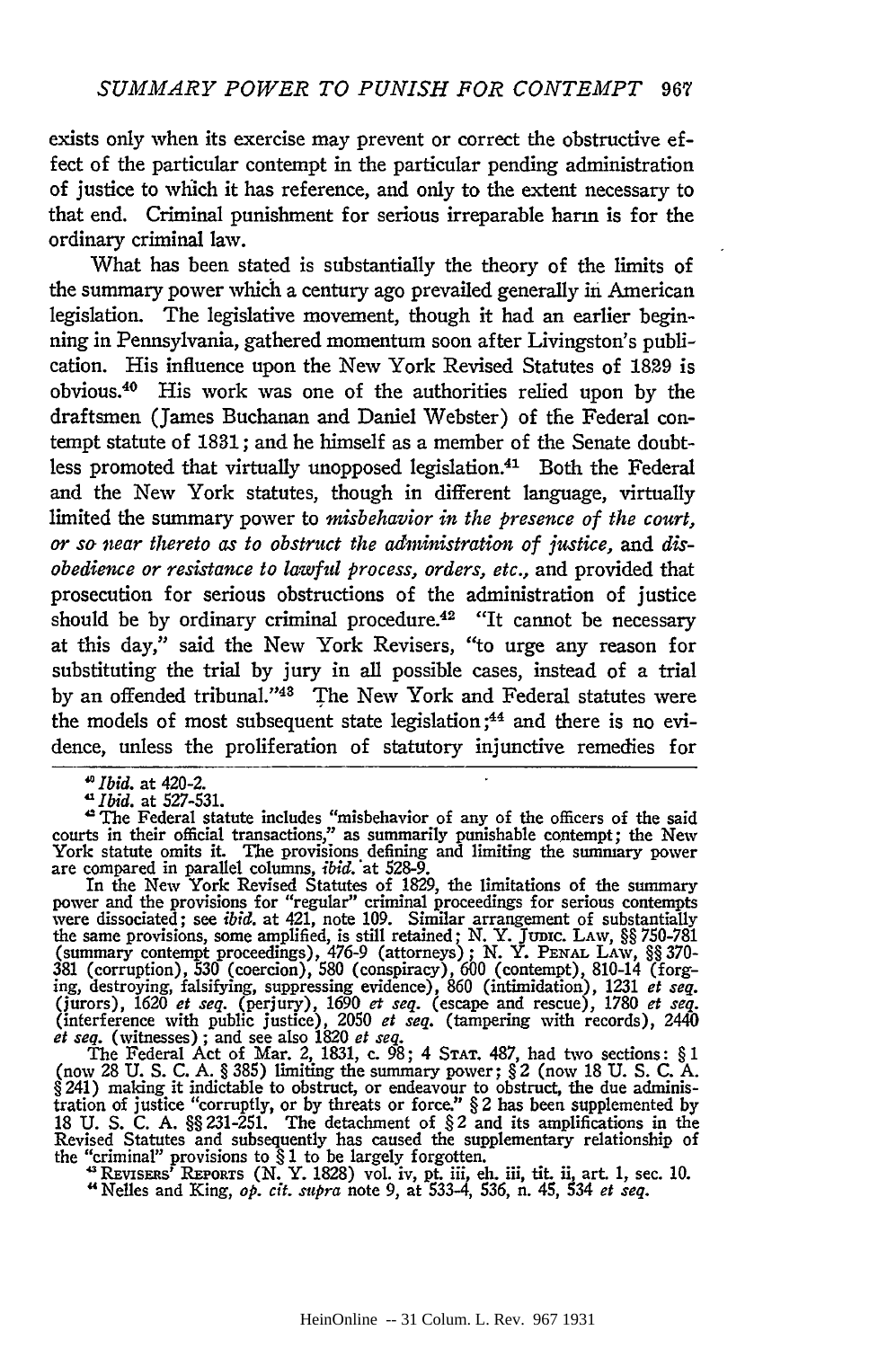exists only when its exercise may prevent or correct the obstructive effect of the particular contempt in the particular pending administration of justice to which it has reference, and only to the extent necessary to that end. Criminal punishment for serious irreparable harm is for the ordinary criminal law.

What has been stated is substantially the theory of the limits of the summary power which a century ago prevailed generally in American legislation. The legislative movement, though it had an earlier beginning in Pennsylvania, gathered momentum soon after Livingston's publication. His influence upon the New York Revised Statutes of 1829 is obvious.[40] His work was one of the authorities relied upon by the draftsmen (James Buchanan and Daniel Webster) of the Federal contempt statute of 1831; and he himself as a member of the Senate doubtless promoted that virtually unopposed legislation.[41] Both the Federal and the New York statutes, though in different language, virtually limited the summary power to *misbehavior in the presence of the court, or so near thereto as to obstruct the administration of justice,* and *disobedience or resistance to lawful process, orders, etc.,* and provided that prosecution for serious obstructions of the administration of justice should be by ordinary criminal procedure.[42] "It cannot be necessary at this day," said the New York Revisers, "to urge any reason for substituting the trial by jury in all possible cases, instead of a trial by an offended tribunal."[43] The New York and Federal statutes were the models of most subsequent state legislation;[44] and there is no evidence, unless the proliferation of statutory injunctive remedies for

---

[40] *Ibid.* at 420-2.

[41] *Ibid.* at 527-531.

[42] The Federal statute includes "misbehavior of any of the officers of the said courts in their official transactions," as summarily punishable contempt; the New York statute omits it. The provisions defining and limiting the summary power are compared in parallel columns, *ibid.* at 528-9.

In the New York Revised Statutes of 1829, the limitations of the summary power and the provisions for "regular" criminal proceedings for serious contempts were dissociated; see *ibid.* at 421, note 109. Similar arrangement of substantially the same provisions, some amplified, is still retained; N. Y. JUDIC. LAW, §§ 750-781 (summary contempt proceedings), 476-9 (attorneys); N. Y. PENAL LAW, §§ 370-381 (corruption), 530 (coercion), 580 (conspiracy), 600 (contempt), 810-14 (forging, destroying, falsifying, suppressing evidence), 860 (intimidation), 1231 *et seq.* (jurors), 1620 *et seq.* (perjury), 1690 *et seq.* (escape and rescue), 1780 *et seq.* (interference with public justice), 2050 *et seq.* (tampering with records), 2440 *et seq.* (witnesses); and see also 1820 *et seq.*

The Federal Act of Mar. 2, 1831, c. 98; 4 STAT. 487, had two sections: § 1 (now 28 U. S. C. A. § 385) limiting the summary power; § 2 (now 18 U. S. C. A. § 241) making it indictable to obstruct, or endeavour to obstruct, the due administration of justice "corruptly, or by threats or force." § 2 has been supplemented by 18 U. S. C. A. §§ 231-251. The detachment of § 2 and its amplifications in the Revised Statutes and subsequently has caused the supplementary relationship of the "criminal" provisions to § 1 to be largely forgotten.

[43] REVISERS' REPORTS (N. Y. 1828) vol. iv, pt. iii, ch. iii, tit. ii, art. 1, sec. 10.

[44] Nelles and King, *op. cit. supra* note 9, at 533-4, 536, n. 45, 534 *et seq.*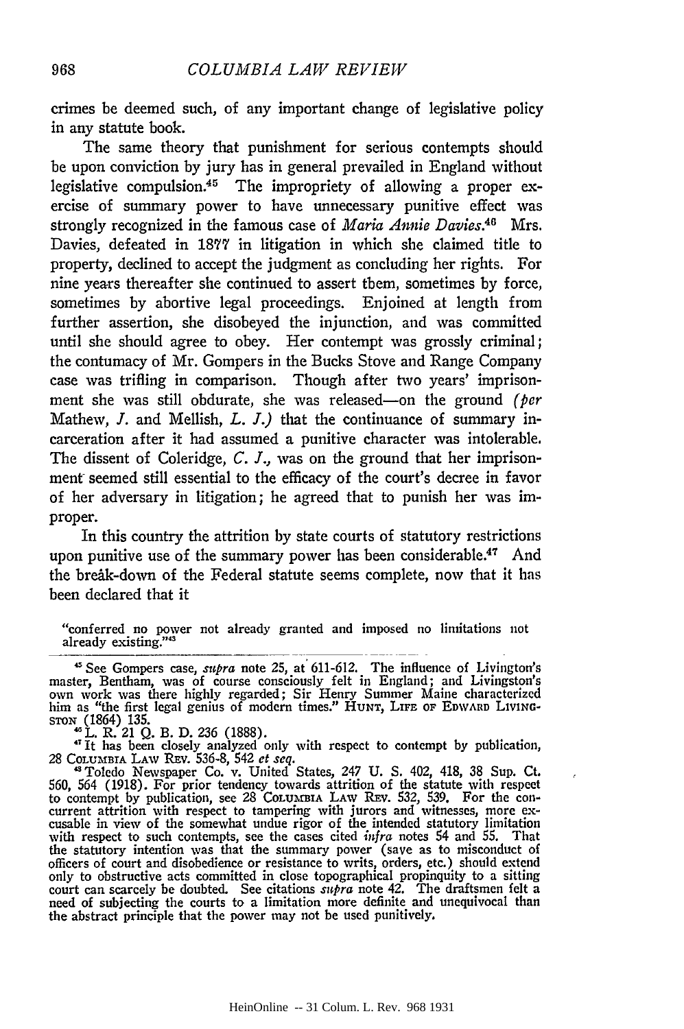crimes be deemed such, of any important change of legislative policy in any statute book.

The same theory that punishment for serious contempts should be upon conviction by jury has in general prevailed in England without legislative compulsion.[45] The impropriety of allowing a proper exercise of summary power to have unnecessary punitive effect was strongly recognized in the famous case of *Maria Annie Davies*.[46] Mrs. Davies, defeated in 1877 in litigation in which she claimed title to property, declined to accept the judgment as concluding her rights. For nine years thereafter she continued to assert them, sometimes by force, sometimes by abortive legal proceedings. Enjoined at length from further assertion, she disobeyed the injunction, and was committed until she should agree to obey. Her contempt was grossly criminal; the contumacy of Mr. Gompers in the Bucks Stove and Range Company case was trifling in comparison. Though after two years' imprisonment she was still obdurate, she was released—on the ground *(per* Mathew, *J.* and Mellish, *L. J.)* that the continuance of summary incarceration after it had assumed a punitive character was intolerable. The dissent of Coleridge, *C. J.*, was on the ground that her imprisonment seemed still essential to the efficacy of the court's decree in favor of her adversary in litigation; he agreed that to punish her was improper.

In this country the attrition by state courts of statutory restrictions upon punitive use of the summary power has been considerable.[47] And the break-down of the Federal statute seems complete, now that it has been declared that it

> "conferred no power not already granted and imposed no limitations not already existing."[48]

---

[45] See Gompers case, *supra* note 25, at 611-612. The influence of Livington's master, Bentham, was of course consciously felt in England; and Livingston's own work was there highly regarded; Sir Henry Summer Maine characterized him as "the first legal genius of modern times." HUNT, LIFE OF EDWARD LIVINGSTON (1864) 135.

[46] L. R. 21 Q. B. D. 236 (1888).

[47] It has been closely analyzed only with respect to contempt by publication, 28 COLUMBIA LAW REV. 536-8, 542 *et seq.*

[48] Toledo Newspaper Co. v. United States, 247 U. S. 402, 418, 38 Sup. Ct. 560, 564 (1918). For prior tendency towards attrition of the statute with respect to contempt by publication, see 28 COLUMBIA LAW REV. 532, 539. For the concurrent attrition with respect to tampering with jurors and witnesses, more excusable in view of the somewhat undue rigor of the intended statutory limitation with respect to such contempts, see the cases cited *infra* notes 54 and 55. That the statutory intention was that the summary power (save as to misconduct of officers of court and disobedience or resistance to writs, orders, etc.) should extend only to obstructive acts committed in close topographical propinquity to a sitting court can scarcely be doubted. See citations *supra* note 42. The draftsmen felt a need of subjecting the courts to a limitation more definite and unequivocal than the abstract principle that the power may not be used punitively.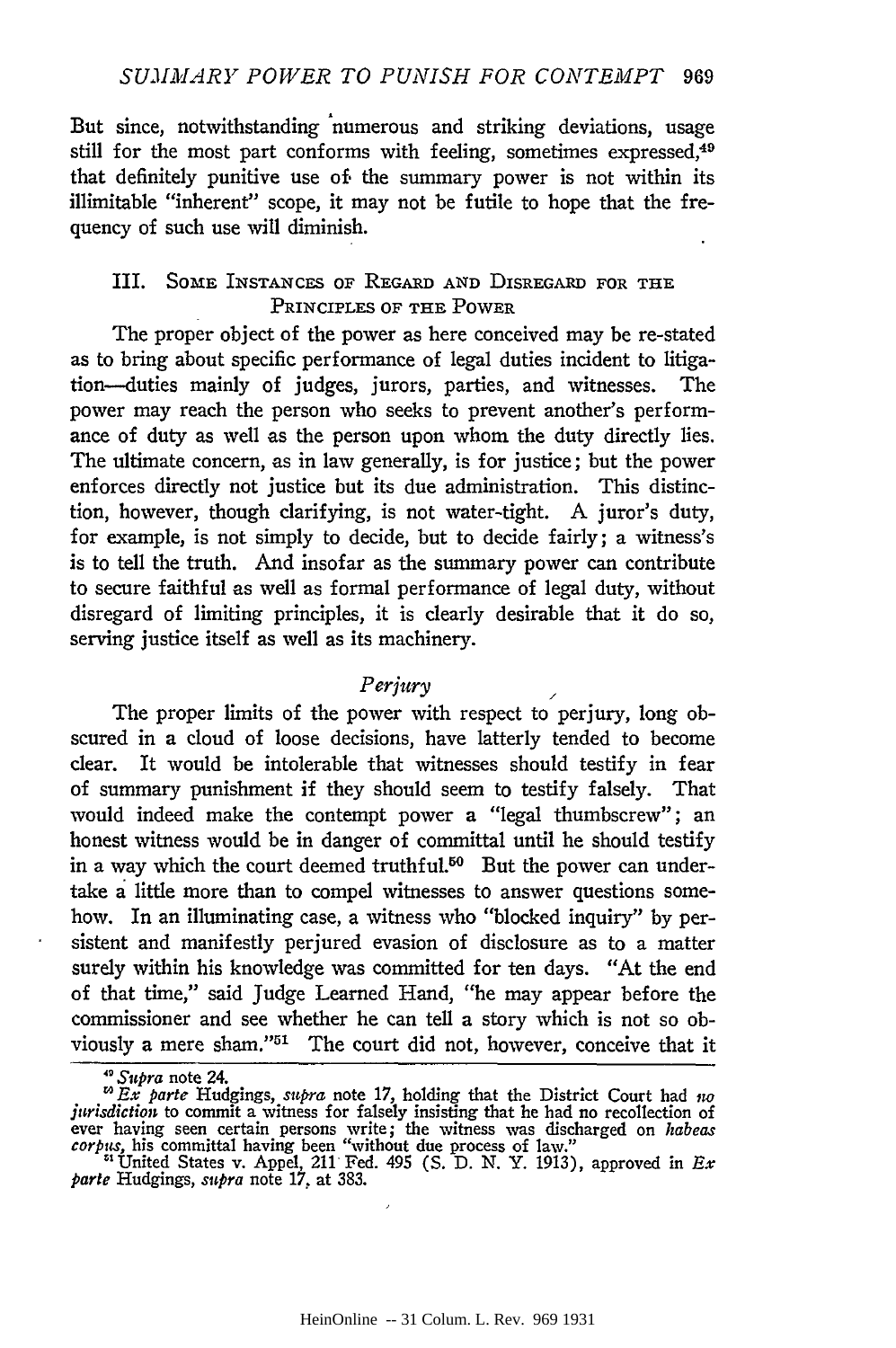But since, notwithstanding numerous and striking deviations, usage still for the most part conforms with feeling, sometimes expressed,[49] that definitely punitive use of the summary power is not within its illimitable "inherent" scope, it may not be futile to hope that the frequency of such use will diminish.

## III. Some Instances of Regard and Disregard for the Principles of the Power

The proper object of the power as here conceived may be re-stated as to bring about specific performance of legal duties incident to litigation—duties mainly of judges, jurors, parties, and witnesses. The power may reach the person who seeks to prevent another's performance of duty as well as the person upon whom the duty directly lies. The ultimate concern, as in law generally, is for justice; but the power enforces directly not justice but its due administration. This distinction, however, though clarifying, is not water-tight. A juror's duty, for example, is not simply to decide, but to decide fairly; a witness's is to tell the truth. And insofar as the summary power can contribute to secure faithful as well as formal performance of legal duty, without disregard of limiting principles, it is clearly desirable that it do so, serving justice itself as well as its machinery.

### *Perjury*

The proper limits of the power with respect to perjury, long obscured in a cloud of loose decisions, have latterly tended to become clear. It would be intolerable that witnesses should testify in fear of summary punishment if they should seem to testify falsely. That would indeed make the contempt power a "legal thumbscrew"; an honest witness would be in danger of committal until he should testify in a way which the court deemed truthful.[50] But the power can undertake a little more than to compel witnesses to answer questions somehow. In an illuminating case, a witness who "blocked inquiry" by persistent and manifestly perjured evasion of disclosure as to a matter surely within his knowledge was committed for ten days. "At the end of that time," said Judge Learned Hand, "he may appear before the commissioner and see whether he can tell a story which is not so obviously a mere sham."[51] The court did not, however, conceive that it

---

[49] *Supra* note 24.

[50] *Ex parte* Hudgings, *supra* note 17, holding that the District Court had *no jurisdiction* to commit a witness for falsely insisting that he had no recollection of ever having seen certain persons write; the witness was discharged on *habeas corpus*, his committal having been "without due process of law."

[51] United States v. Appel, 211 Fed. 495 (S. D. N. Y. 1913), approved in *Ex parte* Hudgings, *supra* note 17, at 383.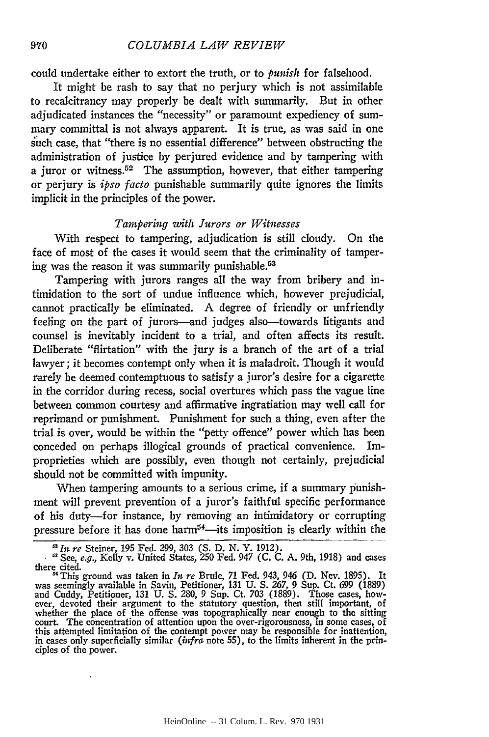could undertake either to extort the truth, or to *punish* for falsehood.

It might be rash to say that no perjury which is not assimilable to recalcitrancy may properly be dealt with summarily. But in other adjudicated instances the "necessity" or paramount expediency of summary committal is not always apparent. It is true, as was said in one such case, that "there is no essential difference" between obstructing the administration of justice by perjured evidence and by tampering with a juror or witness.[52] The assumption, however, that either tampering or perjury is *ipso facto* punishable summarily quite ignores the limits implicit in the principles of the power.

### *Tampering with Jurors or Witnesses*

With respect to tampering, adjudication is still cloudy. On the face of most of the cases it would seem that the criminality of tampering was the reason it was summarily punishable.[53]

Tampering with jurors ranges all the way from bribery and intimidation to the sort of undue influence which, however prejudicial, cannot practically be eliminated. A degree of friendly or unfriendly feeling on the part of jurors—and judges also—towards litigants and counsel is inevitably incident to a trial, and often affects its result. Deliberate "flirtation" with the jury is a branch of the art of a trial lawyer; it becomes contempt only when it is maladroit. Though it would rarely be deemed contemptuous to satisfy a juror's desire for a cigarette in the corridor during recess, social overtures which pass the vague line between common courtesy and affirmative ingratiation may well call for reprimand or punishment. Punishment for such a thing, even after the trial is over, would be within the "petty offence" power which has been conceded on perhaps illogical grounds of practical convenience. Improprieties which are possibly, even though not certainly, prejudicial should not be committed with impunity.

When tampering amounts to a serious crime, if a summary punishment will prevent prevention of a juror's faithful specific performance of his duty—for instance, by removing an intimidatory or corrupting pressure before it has done harm[54]—its imposition is clearly within the

---

[52] *In re* Steiner, 195 Fed. 299, 303 (S. D. N. Y. 1912).

[53] See, *e.g.*, Kelly v. United States, 250 Fed. 947 (C. C. A. 9th, 1918) and cases there cited.

[54] This ground was taken in *In re* Brule, 71 Fed. 943, 946 (D. Nev. 1895). It was seemingly available in Savin, Petitioner, 131 U. S. 267, 9 Sup. Ct. 699 (1889) and Cuddy, Petitioner, 131 U. S. 280, 9 Sup. Ct. 703 (1889). Those cases, however, devoted their argument to the statutory question, then still important, of whether the place of the offense was topographically near enough to the sitting court. The concentration of attention upon the over-rigorousness, in some cases, of this attempted limitation of the contempt power may be responsible for inattention, in cases only superficially similar (*infra* note 55), to the limits inherent in the principles of the power.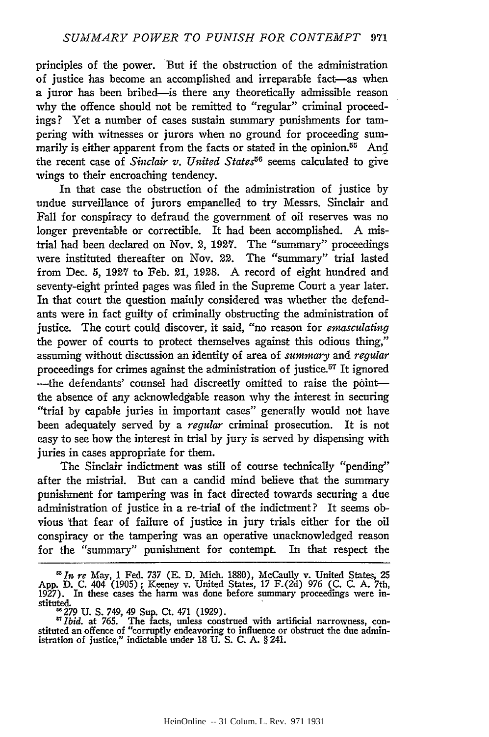principles of the power. But if the obstruction of the administration of justice has become an accomplished and irreparable fact—as when a juror has been bribed—is there any theoretically admissible reason why the offence should not be remitted to "regular" criminal proceedings? Yet a number of cases sustain summary punishments for tampering with witnesses or jurors when no ground for proceeding summarily is either apparent from the facts or stated in the opinion.[55] And the recent case of *Sinclair v. United States*[56] seems calculated to give wings to their encroaching tendency.

In that case the obstruction of the administration of justice by undue surveillance of jurors empanelled to try Messrs. Sinclair and Fall for conspiracy to defraud the government of oil reserves was no longer preventable or correctible. It had been accomplished. A mistrial had been declared on Nov. 2, 1927. The "summary" proceedings were instituted thereafter on Nov. 22. The "summary" trial lasted from Dec. 5, 1927 to Feb. 21, 1928. A record of eight hundred and seventy-eight printed pages was filed in the Supreme Court a year later. In that court the question mainly considered was whether the defendants were in fact guilty of criminally obstructing the administration of justice. The court could discover, it said, "no reason for *emasculating* the power of courts to protect themselves against this odious thing," assuming without discussion an identity of area of *summary* and *regular* proceedings for crimes against the administration of justice.[57] It ignored—the defendants' counsel had discreetly omitted to raise the point—the absence of any acknowledgable reason why the interest in securing "trial by capable juries in important cases" generally would not have been adequately served by a *regular* criminal prosecution. It is not easy to see how the interest in trial by jury is served by dispensing with juries in cases appropriate for them.

The Sinclair indictment was still of course technically "pending" after the mistrial. But can a candid mind believe that the summary punishment for tampering was in fact directed towards securing a due administration of justice in a re-trial of the indictment? It seems obvious that fear of failure of justice in jury trials either for the oil conspiracy or the tampering was an operative unacknowledged reason for the "summary" punishment for contempt. In that respect the

---

[55] *In re* May, 1 Fed. 737 (E. D. Mich. 1880), McCaully v. United States, 25 App. D. C. 404 (1905); Keeney v. United States, 17 F.(2d) 976 (C. C. A. 7th, 1927). In these cases the harm was done before summary proceedings were instituted.

[56] 279 U. S. 749, 49 Sup. Ct. 471 (1929).

[57] *Ibid.* at 765. The facts, unless construed with artificial narrowness, constituted an offence of "corruptly endeavoring to influence or obstruct the due administration of justice," indictable under 18 U. S. C. A. § 241.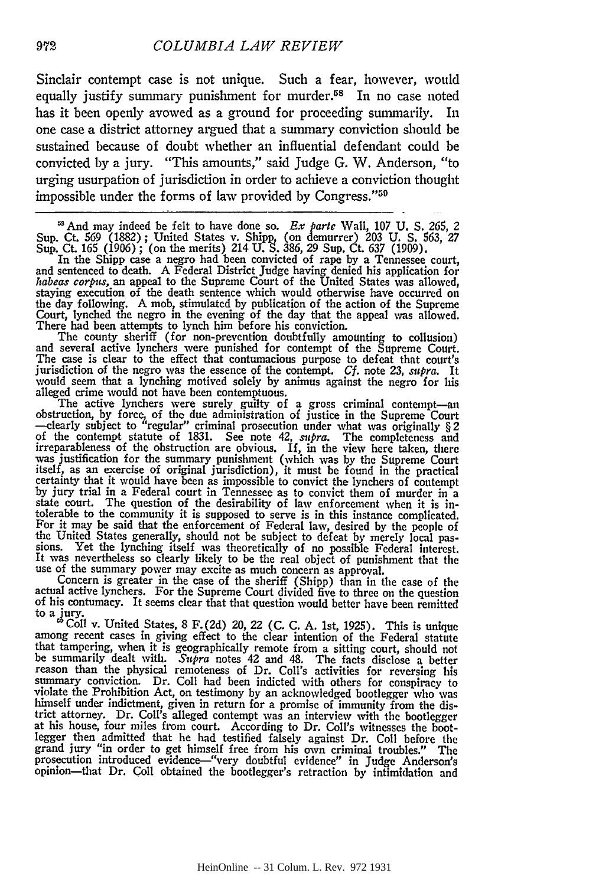Sinclair contempt case is not unique. Such a fear, however, would equally justify summary punishment for murder.[58] In no case noted has it been openly avowed as a ground for proceeding summarily. In one case a district attorney argued that a summary conviction should be sustained because of doubt whether an influential defendant could be convicted by a jury. "This amounts," said Judge G. W. Anderson, "to urging usurpation of jurisdiction in order to achieve a conviction thought impossible under the forms of law provided by Congress."[59]

---

[58] And may indeed be felt to have done so. *Ex parte* Wall, 107 U. S. 265, 2 Sup. Ct. 569 (1882); United States v. Shipp, (on demurrer) 203 U. S. 563, 27 Sup. Ct. 165 (1906); (on the merits) 214 U. S. 386, 29 Sup. Ct. 637 (1909).

In the Shipp case a negro had been convicted of rape by a Tennessee court, and sentenced to death. A Federal District Judge having denied his application for *habeas corpus*, an appeal to the Supreme Court of the United States was allowed, staying execution of the death sentence which would otherwise have occurred on the day following. A mob, stimulated by publication of the action of the Supreme Court, lynched the negro in the evening of the day that the appeal was allowed. There had been attempts to lynch him before his conviction.

The county sheriff (for non-prevention doubtfully amounting to collusion) and several active lynchers were punished for contempt of the Supreme Court. The case is clear to the effect that contumacious purpose to defeat that court's jurisdiction of the negro was the essence of the contempt. *Cf.* note 23, *supra*. It would seem that a lynching motived solely by animus against the negro for his alleged crime would not have been contemptuous.

The active lynchers were surely guilty of a gross criminal contempt—an obstruction, by force, of the due administration of justice in the Supreme Court —clearly subject to "regular" criminal prosecution under what was originally § 2 of the contempt statute of 1831. See note 42, *supra*. The completeness and irreparableness of the obstruction are obvious. If, in the view here taken, there was justification for the summary punishment (which was by the Supreme Court itself, as an exercise of original jurisdiction), it must be found in the practical certainty that it would have been as impossible to convict the lynchers of contempt by jury trial in a Federal court in Tennessee as to convict them of murder in a state court. The question of the desirability of law enforcement when it is intolerable to the community it is supposed to serve is in this instance complicated. For it may be said that the enforcement of Federal law, desired by the people of the United States generally, should not be subject to defeat by merely local passions. Yet the lynching itself was theoretically of no possible Federal interest. It was nevertheless so clearly likely to be the real object of punishment that the use of the summary power may excite as much concern as approval.

Concern is greater in the case of the sheriff (Shipp) than in the case of the actual active lynchers. For the Supreme Court divided five to three on the question of his contumacy. It seems clear that that question would better have been remitted to a jury.

[59] Coll v. United States, 8 F.(2d) 20, 22 (C. C. A. 1st, 1925). This is unique among recent cases in giving effect to the clear intention of the Federal statute that tampering, when it is geographically remote from a sitting court, should not be summarily dealt with. *Supra* notes 42 and 48. The facts disclose a better reason than the physical remoteness of Dr. Coll's activities for reversing his summary conviction. Dr. Coll had been indicted with others for conspiracy to violate the Prohibition Act, on testimony by an acknowledged bootlegger who was himself under indictment, given in return for a promise of immunity from the district attorney. Dr. Coll's alleged contempt was an interview with the bootlegger at his house, four miles from court. According to Dr. Coll's witnesses the bootlegger then admitted that he had testified falsely against Dr. Coll before the grand jury "in order to get himself free from his own criminal troubles." The prosecution introduced evidence—"very doubtful evidence" in Judge Anderson's opinion—that Dr. Coll obtained the bootlegger's retraction by intimidation and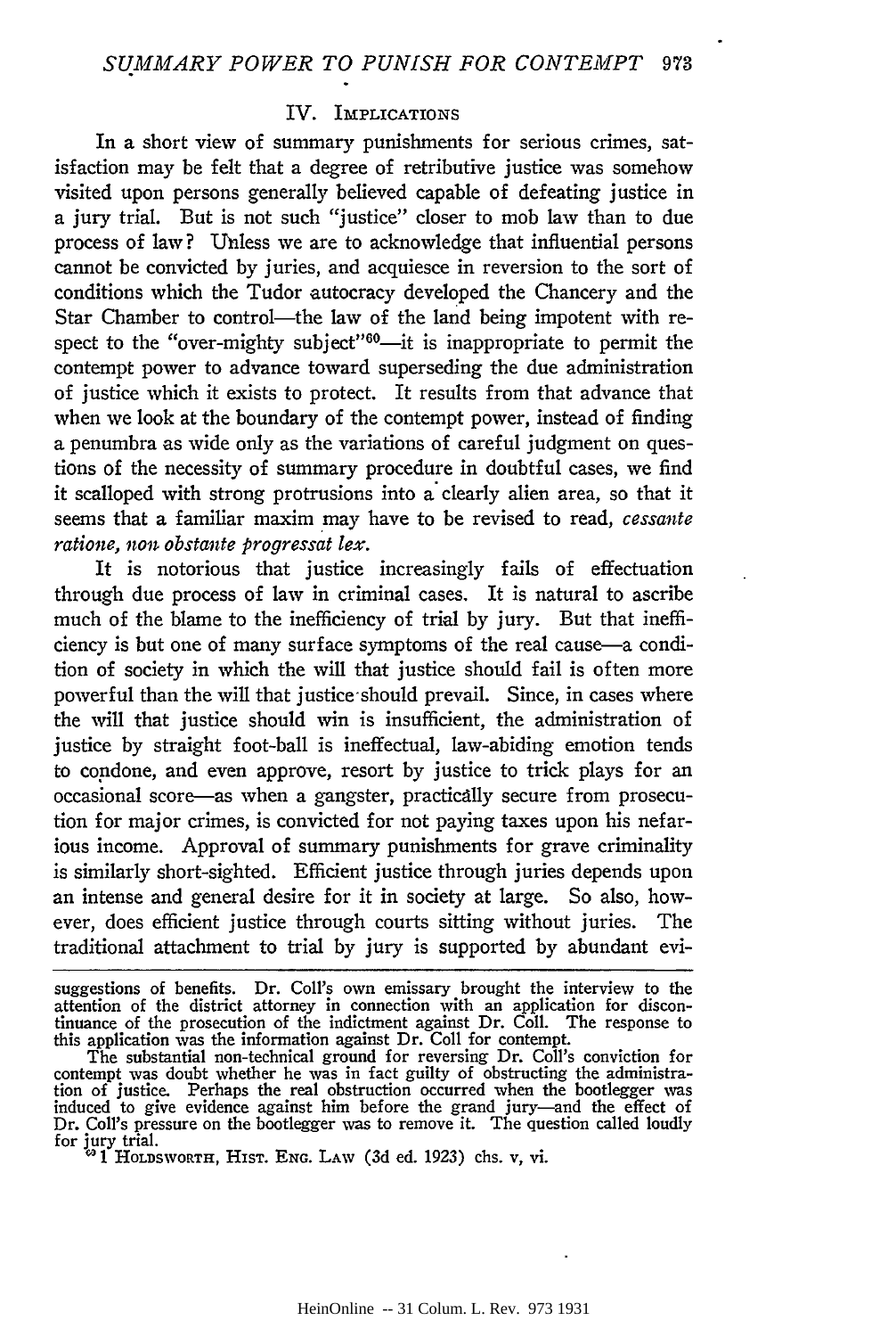## IV. Implications

In a short view of summary punishments for serious crimes, satisfaction may be felt that a degree of retributive justice was somehow visited upon persons generally believed capable of defeating justice in a jury trial. But is not such "justice" closer to mob law than to due process of law? Unless we are to acknowledge that influential persons cannot be convicted by juries, and acquiesce in reversion to the sort of conditions which the Tudor autocracy developed the Chancery and the Star Chamber to control—the law of the land being impotent with respect to the "over-mighty subject"[60]—it is inappropriate to permit the contempt power to advance toward superseding the due administration of justice which it exists to protect. It results from that advance that when we look at the boundary of the contempt power, instead of finding a penumbra as wide only as the variations of careful judgment on questions of the necessity of summary procedure in doubtful cases, we find it scalloped with strong protrusions into a clearly alien area, so that it seems that a familiar maxim may have to be revised to read, *cessante ratione, non obstante progressat lex.*

It is notorious that justice increasingly fails of effectuation through due process of law in criminal cases. It is natural to ascribe much of the blame to the inefficiency of trial by jury. But that inefficiency is but one of many surface symptoms of the real cause—a condition of society in which the will that justice should fail is often more powerful than the will that justice should prevail. Since, in cases where the will that justice should win is insufficient, the administration of justice by straight foot-ball is ineffectual, law-abiding emotion tends to condone, and even approve, resort by justice to trick plays for an occasional score—as when a gangster, practically secure from prosecution for major crimes, is convicted for not paying taxes upon his nefarious income. Approval of summary punishments for grave criminality is similarly short-sighted. Efficient justice through juries depends upon an intense and general desire for it in society at large. So also, however, does efficient justice through courts sitting without juries. The traditional attachment to trial by jury is supported by abundant evi-

---

suggestions of benefits. Dr. Coll's own emissary brought the interview to the attention of the district attorney in connection with an application for discontinuance of the prosecution of the indictment against Dr. Coll. The response to this application was the information against Dr. Coll for contempt.

The substantial non-technical ground for reversing Dr. Coll's conviction for contempt was doubt whether he was in fact guilty of obstructing the administration of justice. Perhaps the real obstruction occurred when the bootlegger was induced to give evidence against him before the grand jury—and the effect of Dr. Coll's pressure on the bootlegger was to remove it. The question called loudly for jury trial.

[60] 1 Holdsworth, Hist. Eng. Law (3d ed. 1923) chs. v, vi.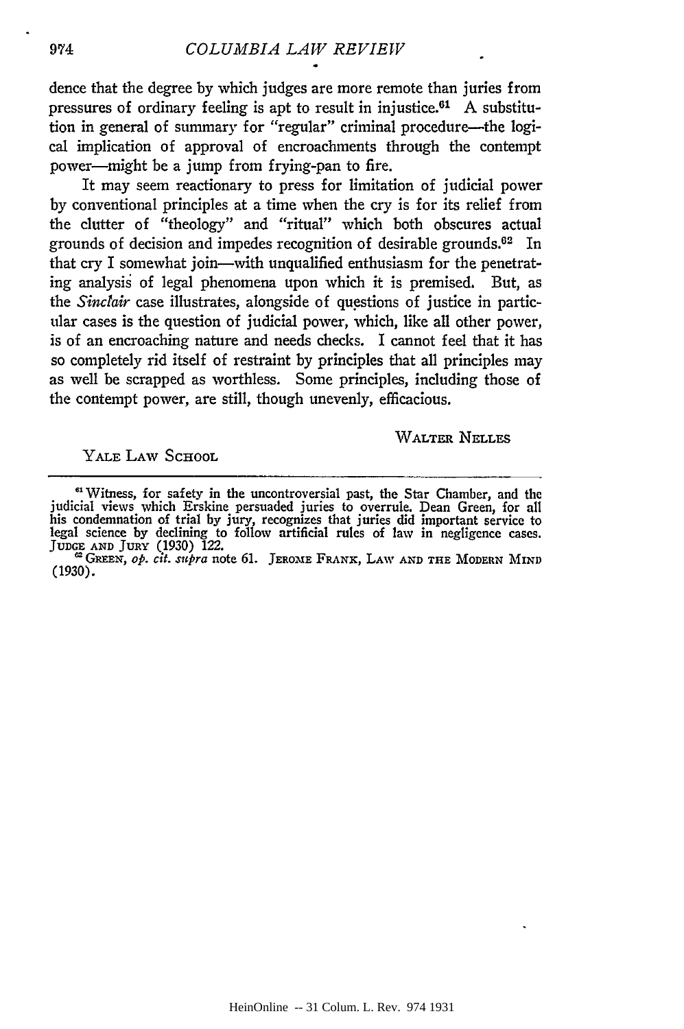dence that the degree by which judges are more remote than juries from pressures of ordinary feeling is apt to result in injustice.[61] A substitution in general of summary for "regular" criminal procedure—the logical implication of approval of encroachments through the contempt power—might be a jump from frying-pan to fire.

It may seem reactionary to press for limitation of judicial power by conventional principles at a time when the cry is for its relief from the clutter of "theology" and "ritual" which both obscures actual grounds of decision and impedes recognition of desirable grounds.[62] In that cry I somewhat join—with unqualified enthusiasm for the penetrating analysis of legal phenomena upon which it is premised. But, as the *Sinclair* case illustrates, alongside of questions of justice in particular cases is the question of judicial power, which, like all other power, is of an encroaching nature and needs checks. I cannot feel that it has so completely rid itself of restraint by principles that all principles may as well be scrapped as worthless. Some principles, including those of the contempt power, are still, though unevenly, efficacious.

WALTER NELLES

YALE LAW SCHOOL

---

[61] Witness, for safety in the uncontroversial past, the Star Chamber, and the judicial views which Erskine persuaded juries to overrule. Dean Green, for all his condemnation of trial by jury, recognizes that juries did important service to legal science by declining to follow artificial rules of law in negligence cases. JUDGE AND JURY (1930) 122.

[62] GREEN, *op. cit. supra* note 61. JEROME FRANK, LAW AND THE MODERN MIND (1930).